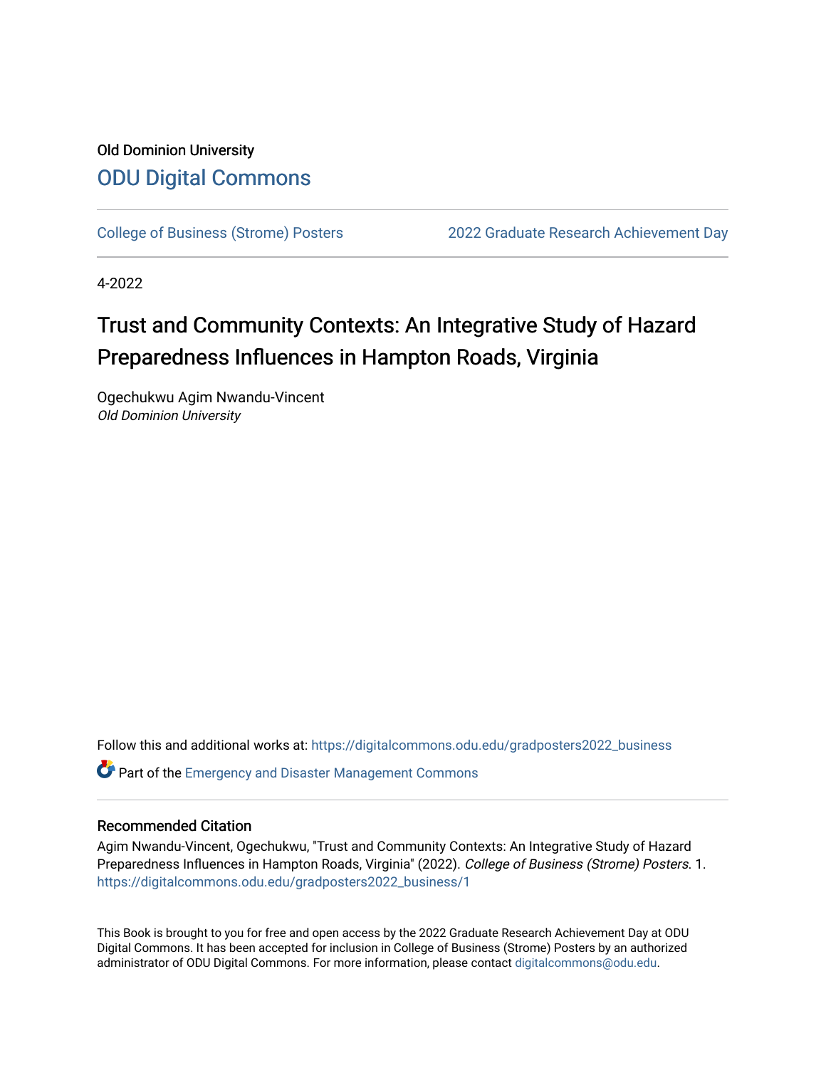Old Dominion University

# ODU Digital Commons

College of Business (Strome) Posters | 2022 Graduate Research Achievement Day

4-2022

# Trust and Community Contexts: An Integrative Study of Hazard Preparedness Influences in Hampton Roads, Virginia

Ogechukwu Agim Nwandu-Vincent
*Old Dominion University*

Follow this and additional works at: https://digitalcommons.odu.edu/gradposters2022_business

Part of the Emergency and Disaster Management Commons

## Recommended Citation

Agim Nwandu-Vincent, Ogechukwu, "Trust and Community Contexts: An Integrative Study of Hazard Preparedness Influences in Hampton Roads, Virginia" (2022). *College of Business (Strome) Posters*. 1. https://digitalcommons.odu.edu/gradposters2022_business/1

This Book is brought to you for free and open access by the 2022 Graduate Research Achievement Day at ODU Digital Commons. It has been accepted for inclusion in College of Business (Strome) Posters by an authorized administrator of ODU Digital Commons. For more information, please contact digitalcommons@odu.edu.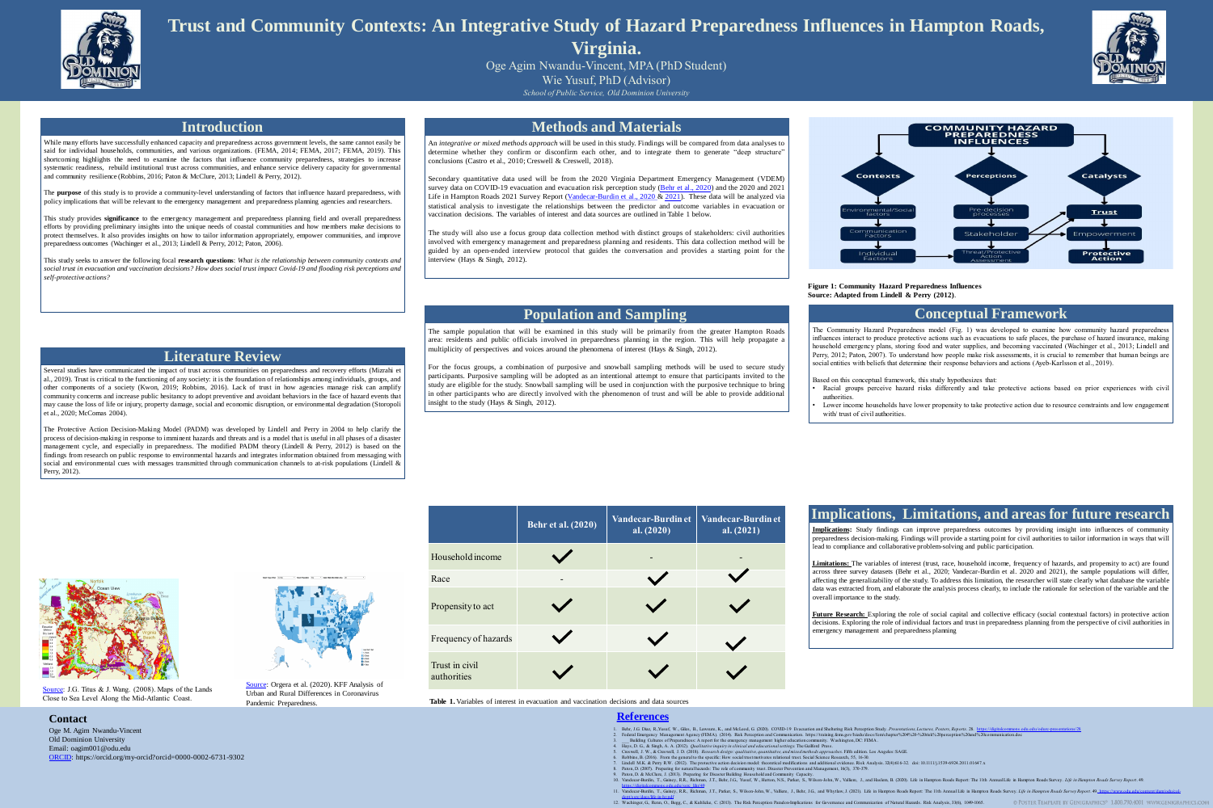# Trust and Community Contexts: An Integrative Study of Hazard Preparedness Influences in Hampton Roads, Virginia.

Oge Agim Nwandu-Vincent, MPA (PhD Student)

Wie Yusuf, PhD (Advisor)

*School of Public Service, Old Dominion University*

## Introduction

While many efforts have successfully enhanced capacity and preparedness across government levels, the same cannot easily be said for individual households, communities, and various organizations. (FEMA, 2014; FEMA, 2017; FEMA, 2019). This shortcoming highlights the need to examine the factors that influence community preparedness, strategies to increase systematic readiness, rebuild institutional trust across communities, and enhance service delivery capacity for governmental and community resilience (Robbins, 2016; Paton & McClure, 2013; Lindell & Perry, 2012).

The **purpose** of this study is to provide a community-level understanding of factors that influence hazard preparedness, with policy implications that will be relevant to the emergency management and preparedness planning agencies and researchers.

This study provides **significance** to the emergency management and preparedness planning field and overall preparedness efforts by providing preliminary insights into the unique needs of coastal communities and how members make decisions to protect themselves. It also provides insights on how to tailor information appropriately, empower communities, and improve preparedness outcomes (Wachinger et al., 2013; Lindell & Perry, 2012; Paton, 2006).

This study seeks to answer the following focal **research questions**: *What is the relationship between community contexts and social trust in evacuation and vaccination decisions? How does social trust impact Covid-19 and flooding risk perceptions and self-protective actions?*

## Literature Review

Several studies have communicated the impact of trust across communities on preparedness and recovery efforts (Mizrahi et al., 2019). Trust is critical to the functioning of any society: it is the foundation of relationships among individuals, groups, and other components of a society (Kwon, 2019; Robbins, 2016). Lack of trust in how agencies manage risk can amplify community concerns and increase public hesitancy to adopt preventive and avoidant behaviors in the face of hazard events that may cause the loss of life or injury, property damage, social and economic disruption, or environmental degradation (Storopoli et al., 2020; McComas 2004).

The Protective Action Decision-Making Model (PADM) was developed by Lindell and Perry in 2004 to help clarify the process of decision-making in response to imminent hazards and threats and is a model that is useful in all phases of a disaster management cycle, and especially in preparedness. The modified PADM theory (Lindell & Perry, 2012) is based on the findings from research on public response to environmental hazards and integrates information obtained from messaging with social and environmental cues with messages transmitted through communication channels to at-risk populations (Lindell & Perry, 2012).

Source: J.G. Titus & J. Wang. (2008). Maps of the Lands Close to Sea Level Along the Mid-Atlantic Coast.

Source: Orgera et al. (2020). KFF Analysis of Urban and Rural Differences in Coronavirus Pandemic Preparedness.

## Methods and Materials

An *integrative or mixed methods approach* will be used in this study. Findings will be compared from data analyses to determine whether they confirm or disconfirm each other, and to integrate them to generate "deep structure" conclusions (Castro et al., 2010; Creswell & Creswell, 2018).

Secondary quantitative data used will be from the 2020 Virginia Department Emergency Management (VDEM) survey data on COVID-19 evacuation and evacuation risk perception study (Behr et al., 2020) and the 2020 and 2021 Life in Hampton Roads 2021 Survey Report (Vandecar-Burdin et al., 2020 & 2021). These data will be analyzed via statistical analysis to investigate the relationships between the predictor and outcome variables in evacuation or vaccination decisions. The variables of interest and data sources are outlined in Table 1 below.

The study will also use a focus group data collection method with distinct groups of stakeholders: civil authorities involved with emergency management and preparedness planning and residents. This data collection method will be guided by an open-ended interview protocol that guides the conversation and provides a starting point for the interview (Hays & Singh, 2012).

## Population and Sampling

The sample population that will be examined in this study will be primarily from the greater Hampton Roads area: residents and public officials involved in preparedness planning in the region. This will help propagate a multiplicity of perspectives and voices around the phenomena of interest (Hays & Singh, 2012).

For the focus groups, a combination of purposive and snowball sampling methods will be used to secure study participants. Purposive sampling will be adopted as an intentional attempt to ensure that participants invited to the study are eligible for the study. Snowball sampling will be used in conjunction with the purposive technique to bring in other participants who are directly involved with the phenomenon of trust and will be able to provide additional insight to the study (Hays & Singh, 2012).

| | Behr et al. (2020) | Vandecar-Burdin et al. (2020) | Vandecar-Burdin et al. (2021) |
|---|---|---|---|
| Household income | ✓ | - | - |
| Race | - | ✓ | ✓ |
| Propensity to act | ✓ | ✓ | ✓ |
| Frequency of hazards | ✓ | ✓ | ✓ |
| Trust in civil authorities | ✓ | ✓ | ✓ |

**Table 1.** Variables of interest in evacuation and vaccination decisions and data sources

COMMUNITY HAZARD PREPAREDNESS INFLUENCES

Contexts: Environmental/Social factors; Communication Factors; Individual Factors

Perceptions: Pre-decision processes; Stakeholder; Threat/Protective Action Assessment

Catalysts: Trust; Empowerment; Protective Action

**Figure 1: Community Hazard Preparedness Influences**
**Source: Adapted from Lindell & Perry (2012)**.

## Conceptual Framework

The Community Hazard Preparedness model (Fig. 1) was developed to examine how community hazard preparedness influences interact to produce protective actions such as evacuations to safe places, the purchase of hazard insurance, making household emergency plans, storing food and water supplies, and becoming vaccinated (Wachinger et al., 2013; Lindell and Perry, 2012; Paton, 2007). To understand how people make risk assessments, it is crucial to remember that human beings are social entities with beliefs that determine their response behaviors and actions (Ayeb-Karlsson et al., 2019).

Based on this conceptual framework, this study hypothesizes that:

- Racial groups perceive hazard risks differently and take protective actions based on prior experiences with civil authorities.
- Lower income households have lower propensity to take protective action due to resource constraints and low engagement with/ trust of civil authorities.

## Implications, Limitations, and areas for future research

**Implications:** Study findings can improve preparedness outcomes by providing insight into influences of community preparedness decision-making. Findings will provide a starting point for civil authorities to tailor information in ways that will lead to compliance and collaborative problem-solving and public participation.

**Limitations:** The variables of interest (trust, race, household income, frequency of hazards, and propensity to act) are found across three survey datasets (Behr et al., 2020; Vandecar-Burdin et al. 2020 and 2021), the sample populations will differ, affecting the generalizability of the study. To address this limitation, the researcher will state clearly what database the variable data was extracted from, and elaborate the analysis process clearly, to include the rationale for selection of the variable and the overall importance to the study.

**Future Research:** Exploring the role of social capital and collective efficacy (social contextual factors) in protective action decisions. Exploring the role of individual factors and trust in preparedness planning from the perspective of civil authorities in emergency management and preparedness planning

## Contact

Oge M. Agim Nwandu-Vincent
Old Dominion University
Email: oagim001@odu.edu
ORCID: https://orcid.org/my-orcid?orcid=0000-0002-6731-9302

## References

1. Behr, J.G. Diaz, R.,Yusuf, W., Giles, B., Lawson, K., and McLeod, G. (2020). COVID-19 Evacuation and Sheltering Risk Perception Study. *Presentations Lectures, Posters, Reports*. 28. https://digitalcommons.odu.edu/vdem-presentations/28
2. Federal Emergency Management Agency (FEMA). (2014). Risk Perception and Communication. https://training.fema.gov/hiedu/docs/fem/chapter%204%20-%20risk%20perception%20and%20communication.doc
3. ___ Building Cultures of Preparedness: A report for the emergency management higher education community. Washington, DC: FEMA.
4. Hays, D. G., & Singh, A. A. (2012). *Qualitative inquiry in clinical and educational settings*. The Guilford Press.
5. Creswell, J. W., & Creswell, J. D. (2018). *Research design: qualitative, quantitative, and mixed methods approaches*. Fifth edition. Los Angeles: SAGE.
6. Robbins, B. (2016). From the general to the specific: How social trust motivates relational trust. Social Science Research, 55, 16-30.
7. Lindell, M.K. & Perry R.W. (2012). The protective action decision model: theoretical modifications and additional evidence. Risk Analysis. 32(4):616-32. doi: 10.1111/j.1539-6924.2011.01647.x
8. Paton, D. (2007). Preparing for natural hazards: The role of community trust. Disaster Prevention and Management, 16(3), 370-379.
9. Paton, D. & McClure, J. (2013). Preparing for Disaster Building Household and Community Capacity.
10. Vandecar-Burdin, T., Gainey, R.R., Richman, J.T., Behr, J.G., Yusuf, W., Hutton, N.S., Parker, S., Wilson-John, W., Vallone, J., and Hoolem, B. (2020). Life in Hampton Roads Report: The 11th Annual Life in Hampton Roads Survey. *Life in Hampton Roads Survey Report*. 49. https://digitalcommons.odu.edu/ssrc_lihr/49
11. Vandecar-Burdin, T., Gainey, R.R., Richman, J.T., Wilson-John, W., Vallone, J., Behr, J.G., and Whytlaw, J. (2021). Life in Hampton Roads Report: The 11th Annual Life in Hampton Roads Survey. *Life in Hampton Roads Survey Report*. 49. https://www.odu.edu/content/dam/odu/col-dept/ssrc/docs/life-in-hr.pdf
12. Wachinger, G., Renn, O., Begg, C., & Kuhlicke, C. (2013). The Risk Perception Paradox-Implications for Governance and Communication of Natural Hazards. Risk Analysis, 33(6), 1049-1065.